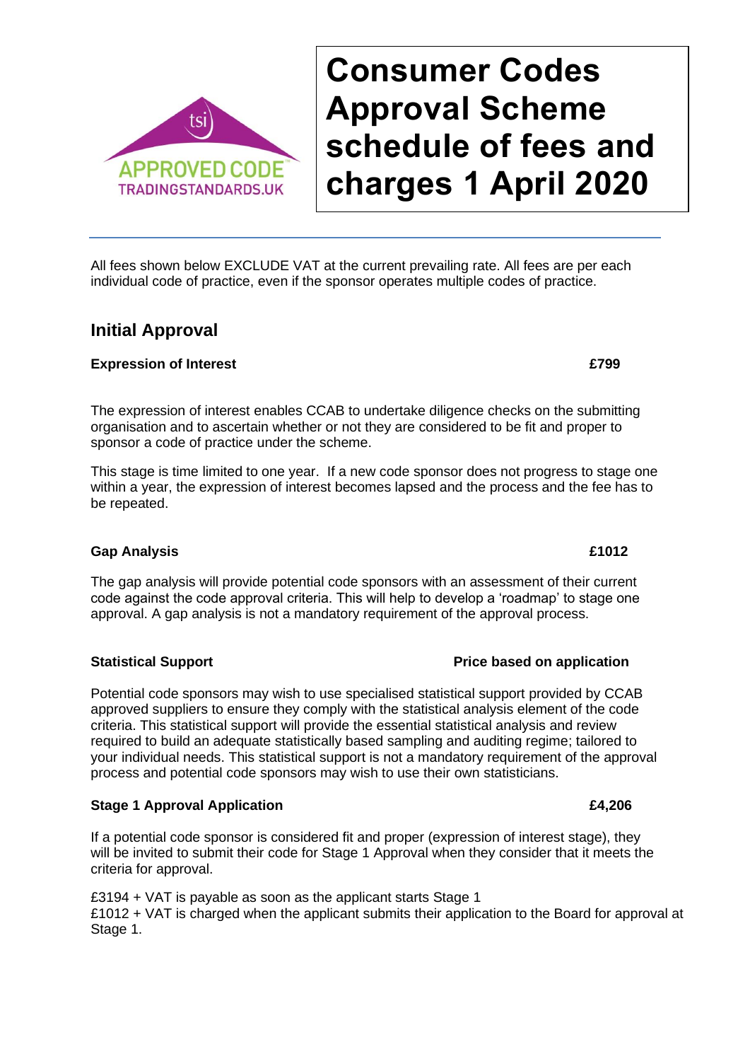# Consumer Codes Approval Scheme schedule of fees and charges 1 April 2020

All fees shown below EXCLUDE VAT at the current prevailing rate. All fees are per each individual code of practice, even if the sponsor operates multiple codes of practice.

## Initial Approval

**Expression of Interest** **£799**

The expression of interest enables CCAB to undertake diligence checks on the submitting organisation and to ascertain whether or not they are considered to be fit and proper to sponsor a code of practice under the scheme.

This stage is time limited to one year. If a new code sponsor does not progress to stage one within a year, the expression of interest becomes lapsed and the process and the fee has to be repeated.

**Gap Analysis** **£1012**

The gap analysis will provide potential code sponsors with an assessment of their current code against the code approval criteria. This will help to develop a 'roadmap' to stage one approval. A gap analysis is not a mandatory requirement of the approval process.

**Statistical Support** **Price based on application**

Potential code sponsors may wish to use specialised statistical support provided by CCAB approved suppliers to ensure they comply with the statistical analysis element of the code criteria. This statistical support will provide the essential statistical analysis and review required to build an adequate statistically based sampling and auditing regime; tailored to your individual needs. This statistical support is not a mandatory requirement of the approval process and potential code sponsors may wish to use their own statisticians.

**Stage 1 Approval Application** **£4,206**

If a potential code sponsor is considered fit and proper (expression of interest stage), they will be invited to submit their code for Stage 1 Approval when they consider that it meets the criteria for approval.

£3194 + VAT is payable as soon as the applicant starts Stage 1
£1012 + VAT is charged when the applicant submits their application to the Board for approval at Stage 1.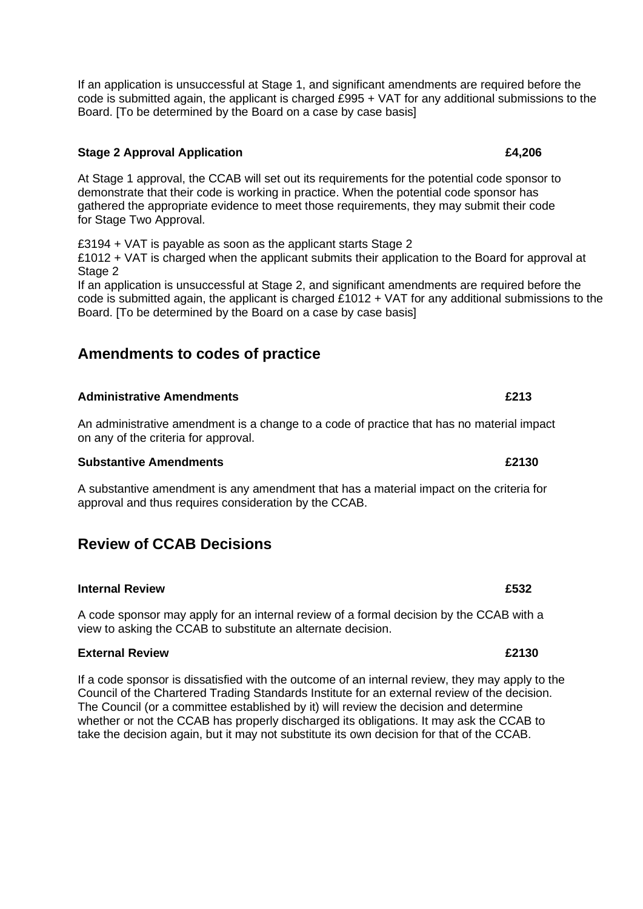If an application is unsuccessful at Stage 1, and significant amendments are required before the code is submitted again, the applicant is charged £995 + VAT for any additional submissions to the Board. [To be determined by the Board on a case by case basis]

**Stage 2 Approval Application** **£4,206**

At Stage 1 approval, the CCAB will set out its requirements for the potential code sponsor to demonstrate that their code is working in practice. When the potential code sponsor has gathered the appropriate evidence to meet those requirements, they may submit their code for Stage Two Approval.

£3194 + VAT is payable as soon as the applicant starts Stage 2
£1012 + VAT is charged when the applicant submits their application to the Board for approval at Stage 2
If an application is unsuccessful at Stage 2, and significant amendments are required before the code is submitted again, the applicant is charged £1012 + VAT for any additional submissions to the Board. [To be determined by the Board on a case by case basis]

## Amendments to codes of practice

**Administrative Amendments** **£213**

An administrative amendment is a change to a code of practice that has no material impact on any of the criteria for approval.

**Substantive Amendments** **£2130**

A substantive amendment is any amendment that has a material impact on the criteria for approval and thus requires consideration by the CCAB.

## Review of CCAB Decisions

**Internal Review** **£532**

A code sponsor may apply for an internal review of a formal decision by the CCAB with a view to asking the CCAB to substitute an alternate decision.

**External Review** **£2130**

If a code sponsor is dissatisfied with the outcome of an internal review, they may apply to the Council of the Chartered Trading Standards Institute for an external review of the decision. The Council (or a committee established by it) will review the decision and determine whether or not the CCAB has properly discharged its obligations. It may ask the CCAB to take the decision again, but it may not substitute its own decision for that of the CCAB.